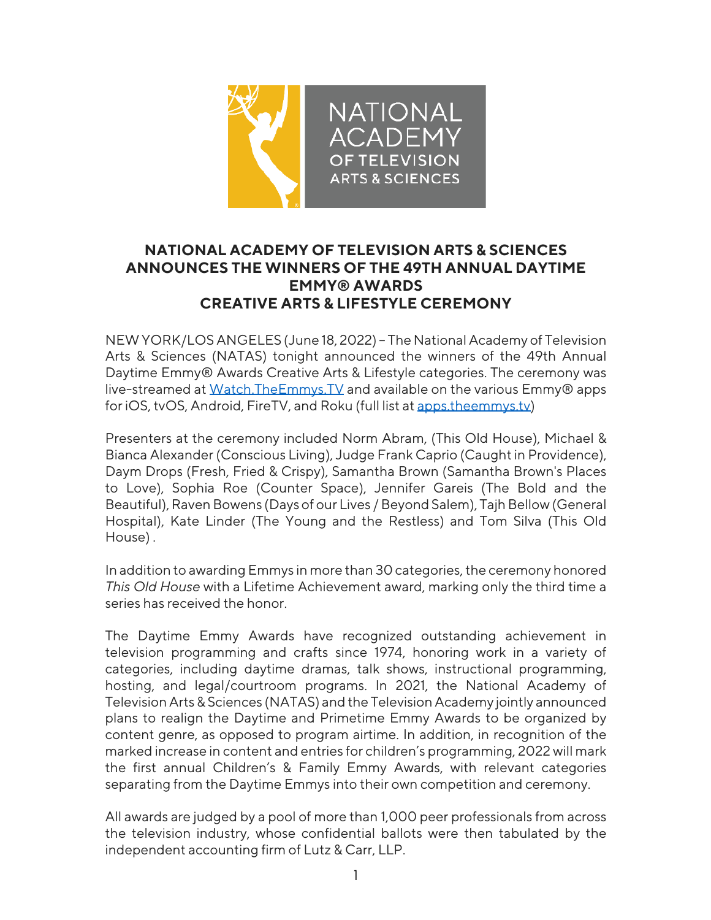# NATIONAL ACADEMY OF TELEVISION ARTS & SCIENCES ANNOUNCES THE WINNERS OF THE 49TH ANNUAL DAYTIME EMMY® AWARDS CREATIVE ARTS & LIFESTYLE CEREMONY

NEW YORK/LOS ANGELES (June 18, 2022) – The National Academy of Television Arts & Sciences (NATAS) tonight announced the winners of the 49th Annual Daytime Emmy® Awards Creative Arts & Lifestyle categories. The ceremony was live-streamed at [Watch.TheEmmys.TV](Watch.TheEmmys.TV) and available on the various Emmy® apps for iOS, tvOS, Android, FireTV, and Roku (full list at [apps.theemmys.tv](apps.theemmys.tv))

Presenters at the ceremony included Norm Abram, (This Old House), Michael & Bianca Alexander (Conscious Living), Judge Frank Caprio (Caught in Providence), Daym Drops (Fresh, Fried & Crispy), Samantha Brown (Samantha Brown's Places to Love), Sophia Roe (Counter Space), Jennifer Gareis (The Bold and the Beautiful), Raven Bowens (Days of our Lives / Beyond Salem), Tajh Bellow (General Hospital), Kate Linder (The Young and the Restless) and Tom Silva (This Old House) .

In addition to awarding Emmys in more than 30 categories, the ceremony honored *This Old House* with a Lifetime Achievement award, marking only the third time a series has received the honor.

The Daytime Emmy Awards have recognized outstanding achievement in television programming and crafts since 1974, honoring work in a variety of categories, including daytime dramas, talk shows, instructional programming, hosting, and legal/courtroom programs. In 2021, the National Academy of Television Arts & Sciences (NATAS) and the Television Academy jointly announced plans to realign the Daytime and Primetime Emmy Awards to be organized by content genre, as opposed to program airtime. In addition, in recognition of the marked increase in content and entries for children's programming, 2022 will mark the first annual Children's & Family Emmy Awards, with relevant categories separating from the Daytime Emmys into their own competition and ceremony.

All awards are judged by a pool of more than 1,000 peer professionals from across the television industry, whose confidential ballots were then tabulated by the independent accounting firm of Lutz & Carr, LLP.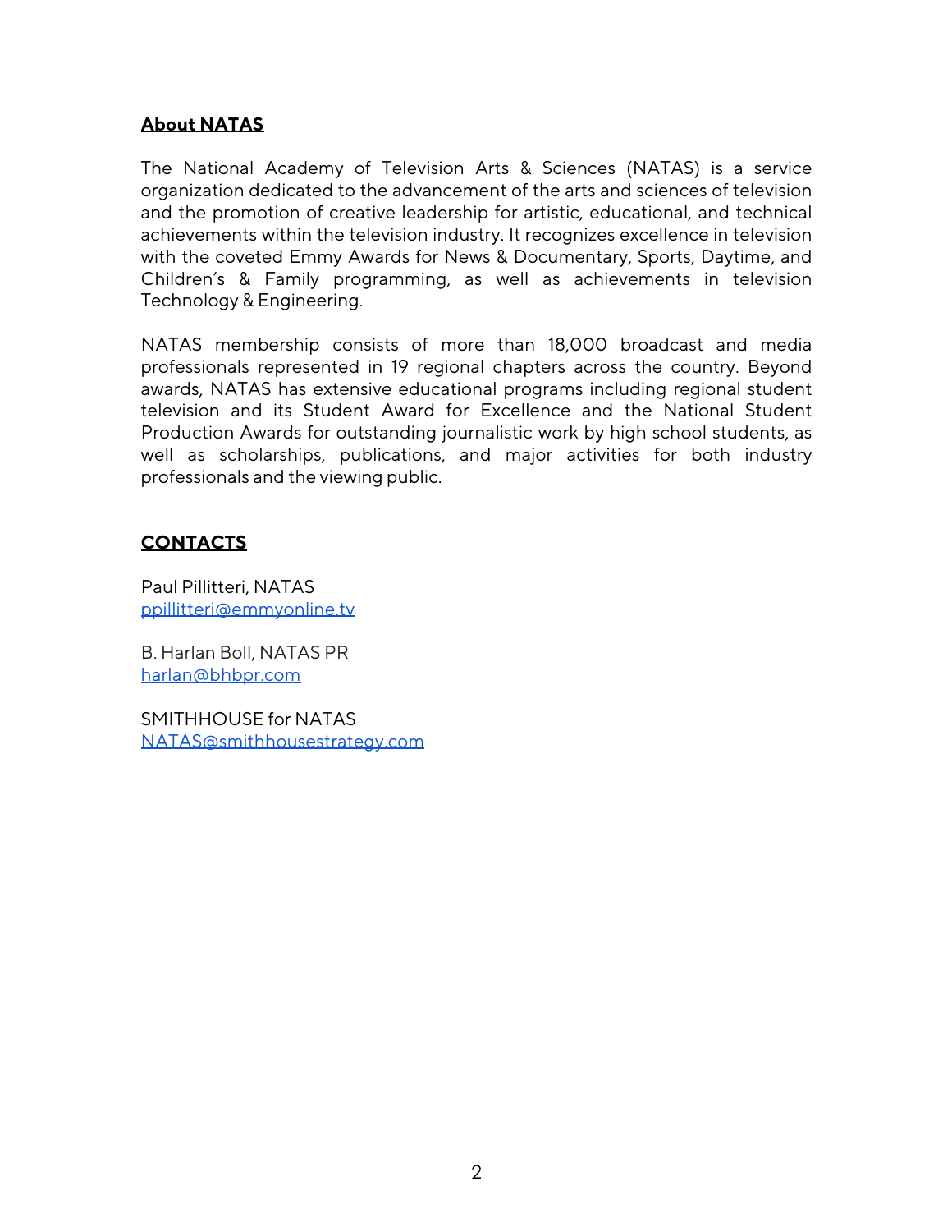## About NATAS

The National Academy of Television Arts & Sciences (NATAS) is a service organization dedicated to the advancement of the arts and sciences of television and the promotion of creative leadership for artistic, educational, and technical achievements within the television industry. It recognizes excellence in television with the coveted Emmy Awards for News & Documentary, Sports, Daytime, and Children's & Family programming, as well as achievements in television Technology & Engineering.

NATAS membership consists of more than 18,000 broadcast and media professionals represented in 19 regional chapters across the country. Beyond awards, NATAS has extensive educational programs including regional student television and its Student Award for Excellence and the National Student Production Awards for outstanding journalistic work by high school students, as well as scholarships, publications, and major activities for both industry professionals and the viewing public.

## CONTACTS

Paul Pillitteri, NATAS
ppillitteri@emmyonline.tv

B. Harlan Boll, NATAS PR
harlan@bhbpr.com

SMITHHOUSE for NATAS
NATAS@smithhousestrategy.com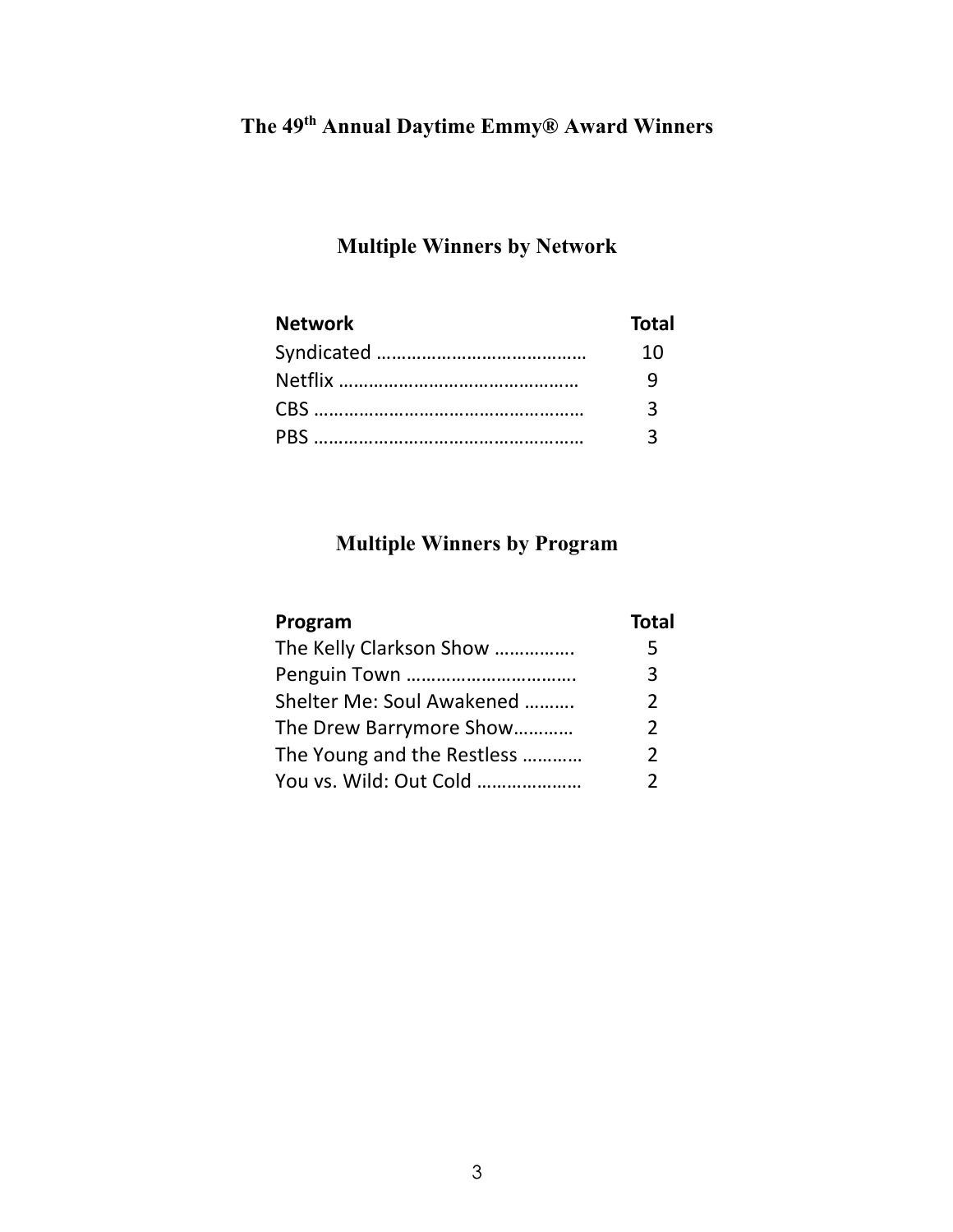# The 49th Annual Daytime Emmy® Award Winners

## Multiple Winners by Network

| Network | Total |
|---|---|
| Syndicated | 10 |
| Netflix | 9 |
| CBS | 3 |
| PBS | 3 |

## Multiple Winners by Program

| Program | Total |
|---|---|
| The Kelly Clarkson Show | 5 |
| Penguin Town | 3 |
| Shelter Me: Soul Awakened | 2 |
| The Drew Barrymore Show | 2 |
| The Young and the Restless | 2 |
| You vs. Wild: Out Cold | 2 |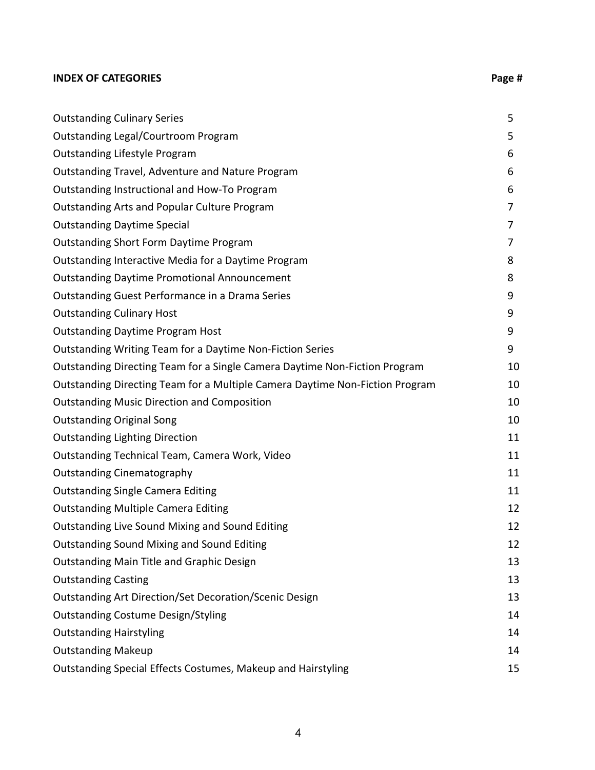| **INDEX OF CATEGORIES** | **Page #** |
| --- | --- |
| Outstanding Culinary Series | 5 |
| Outstanding Legal/Courtroom Program | 5 |
| Outstanding Lifestyle Program | 6 |
| Outstanding Travel, Adventure and Nature Program | 6 |
| Outstanding Instructional and How-To Program | 6 |
| Outstanding Arts and Popular Culture Program | 7 |
| Outstanding Daytime Special | 7 |
| Outstanding Short Form Daytime Program | 7 |
| Outstanding Interactive Media for a Daytime Program | 8 |
| Outstanding Daytime Promotional Announcement | 8 |
| Outstanding Guest Performance in a Drama Series | 9 |
| Outstanding Culinary Host | 9 |
| Outstanding Daytime Program Host | 9 |
| Outstanding Writing Team for a Daytime Non-Fiction Series | 9 |
| Outstanding Directing Team for a Single Camera Daytime Non-Fiction Program | 10 |
| Outstanding Directing Team for a Multiple Camera Daytime Non-Fiction Program | 10 |
| Outstanding Music Direction and Composition | 10 |
| Outstanding Original Song | 10 |
| Outstanding Lighting Direction | 11 |
| Outstanding Technical Team, Camera Work, Video | 11 |
| Outstanding Cinematography | 11 |
| Outstanding Single Camera Editing | 11 |
| Outstanding Multiple Camera Editing | 12 |
| Outstanding Live Sound Mixing and Sound Editing | 12 |
| Outstanding Sound Mixing and Sound Editing | 12 |
| Outstanding Main Title and Graphic Design | 13 |
| Outstanding Casting | 13 |
| Outstanding Art Direction/Set Decoration/Scenic Design | 13 |
| Outstanding Costume Design/Styling | 14 |
| Outstanding Hairstyling | 14 |
| Outstanding Makeup | 14 |
| Outstanding Special Effects Costumes, Makeup and Hairstyling | 15 |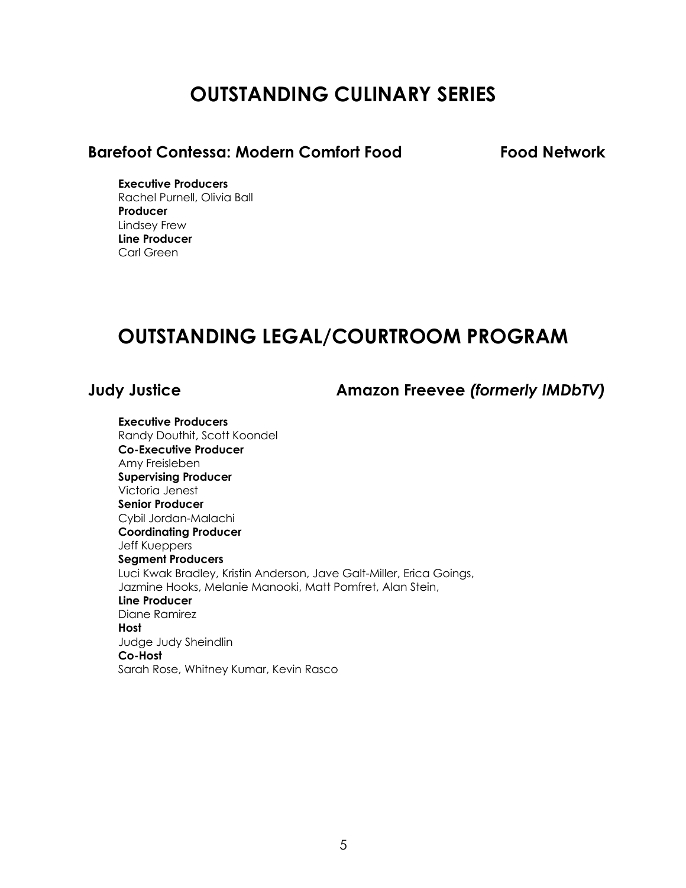# OUTSTANDING CULINARY SERIES

## Barefoot Contessa: Modern Comfort Food — Food Network

**Executive Producers**
Rachel Purnell, Olivia Ball
**Producer**
Lindsey Frew
**Line Producer**
Carl Green

# OUTSTANDING LEGAL/COURTROOM PROGRAM

## Judy Justice — Amazon Freevee *(formerly IMDbTV)*

**Executive Producers**
Randy Douthit, Scott Koondel
**Co-Executive Producer**
Amy Freisleben
**Supervising Producer**
Victoria Jenest
**Senior Producer**
Cybil Jordan-Malachi
**Coordinating Producer**
Jeff Kueppers
**Segment Producers**
Luci Kwak Bradley, Kristin Anderson, Jave Galt-Miller, Erica Goings, Jazmine Hooks, Melanie Manooki, Matt Pomfret, Alan Stein,
**Line Producer**
Diane Ramirez
**Host**
Judge Judy Sheindlin
**Co-Host**
Sarah Rose, Whitney Kumar, Kevin Rasco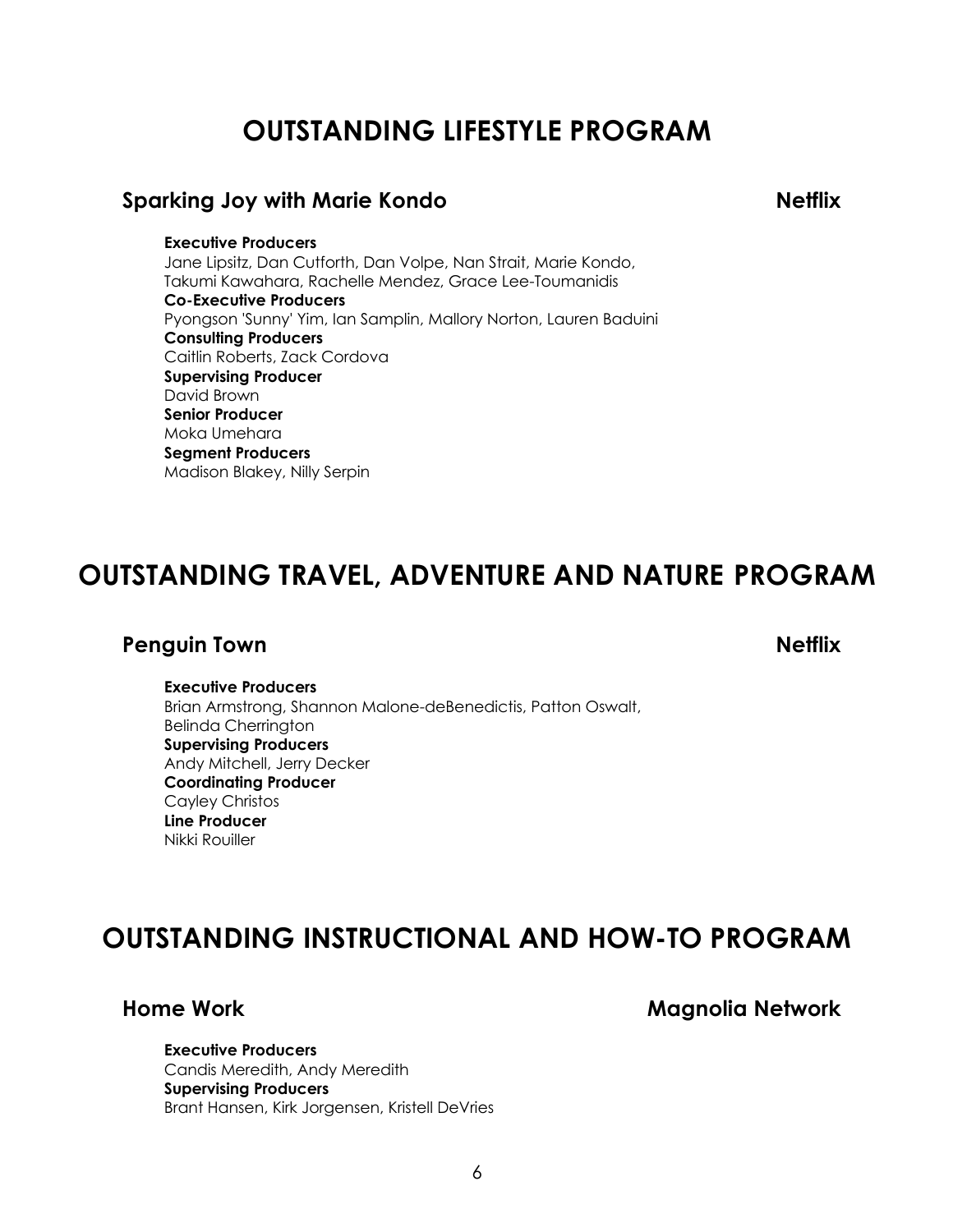# OUTSTANDING LIFESTYLE PROGRAM

## Sparking Joy with Marie Kondo — Netflix

**Executive Producers**
Jane Lipsitz, Dan Cutforth, Dan Volpe, Nan Strait, Marie Kondo, Takumi Kawahara, Rachelle Mendez, Grace Lee-Toumanidis
**Co-Executive Producers**
Pyongson 'Sunny' Yim, Ian Samplin, Mallory Norton, Lauren Baduini
**Consulting Producers**
Caitlin Roberts, Zack Cordova
**Supervising Producer**
David Brown
**Senior Producer**
Moka Umehara
**Segment Producers**
Madison Blakey, Nilly Serpin

# OUTSTANDING TRAVEL, ADVENTURE AND NATURE PROGRAM

## Penguin Town — Netflix

**Executive Producers**
Brian Armstrong, Shannon Malone-deBenedictis, Patton Oswalt, Belinda Cherrington
**Supervising Producers**
Andy Mitchell, Jerry Decker
**Coordinating Producer**
Cayley Christos
**Line Producer**
Nikki Rouiller

# OUTSTANDING INSTRUCTIONAL AND HOW-TO PROGRAM

## Home Work — Magnolia Network

**Executive Producers**
Candis Meredith, Andy Meredith
**Supervising Producers**
Brant Hansen, Kirk Jorgensen, Kristell DeVries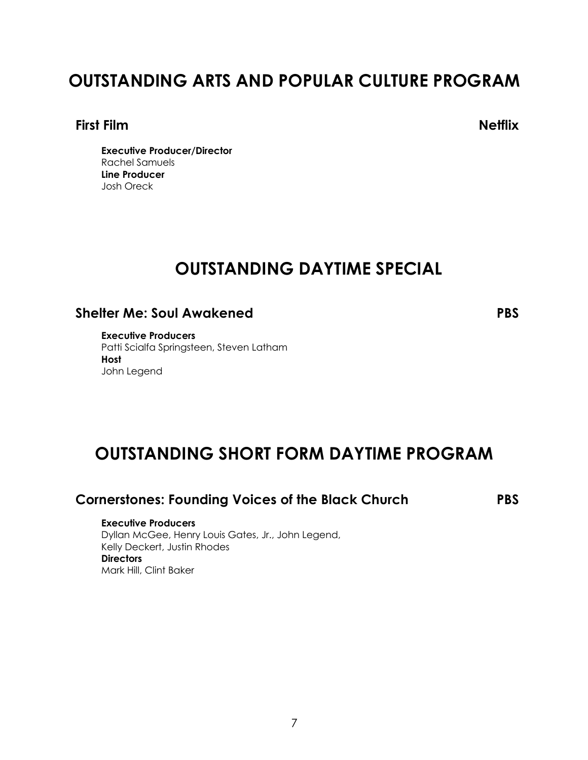# OUTSTANDING ARTS AND POPULAR CULTURE PROGRAM

### First Film — Netflix

**Executive Producer/Director**
Rachel Samuels
**Line Producer**
Josh Oreck

# OUTSTANDING DAYTIME SPECIAL

### Shelter Me: Soul Awakened — PBS

**Executive Producers**
Patti Scialfa Springsteen, Steven Latham
**Host**
John Legend

# OUTSTANDING SHORT FORM DAYTIME PROGRAM

### Cornerstones: Founding Voices of the Black Church — PBS

**Executive Producers**
Dyllan McGee, Henry Louis Gates, Jr., John Legend,
Kelly Deckert, Justin Rhodes
**Directors**
Mark Hill, Clint Baker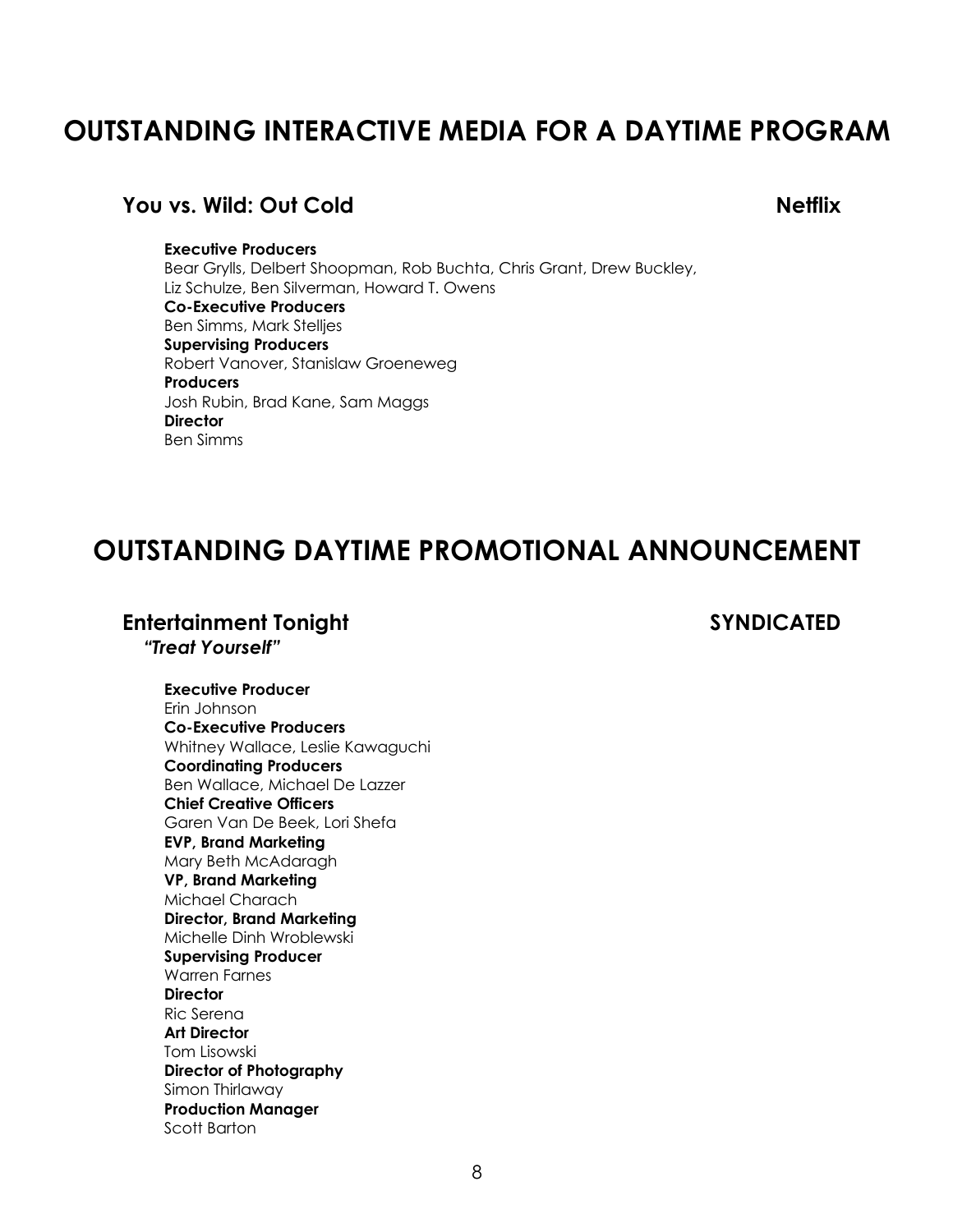# OUTSTANDING INTERACTIVE MEDIA FOR A DAYTIME PROGRAM

### You vs. Wild: Out Cold — Netflix

**Executive Producers**
Bear Grylls, Delbert Shoopman, Rob Buchta, Chris Grant, Drew Buckley, Liz Schulze, Ben Silverman, Howard T. Owens
**Co-Executive Producers**
Ben Simms, Mark Stelljes
**Supervising Producers**
Robert Vanover, Stanislaw Groeneweg
**Producers**
Josh Rubin, Brad Kane, Sam Maggs
**Director**
Ben Simms

# OUTSTANDING DAYTIME PROMOTIONAL ANNOUNCEMENT

### Entertainment Tonight — SYNDICATED

***"Treat Yourself"***

**Executive Producer**
Erin Johnson
**Co-Executive Producers**
Whitney Wallace, Leslie Kawaguchi
**Coordinating Producers**
Ben Wallace, Michael De Lazzer
**Chief Creative Officers**
Garen Van De Beek, Lori Shefa
**EVP, Brand Marketing**
Mary Beth McAdaragh
**VP, Brand Marketing**
Michael Charach
**Director, Brand Marketing**
Michelle Dinh Wroblewski
**Supervising Producer**
Warren Farnes
**Director**
Ric Serena
**Art Director**
Tom Lisowski
**Director of Photography**
Simon Thirlaway
**Production Manager**
Scott Barton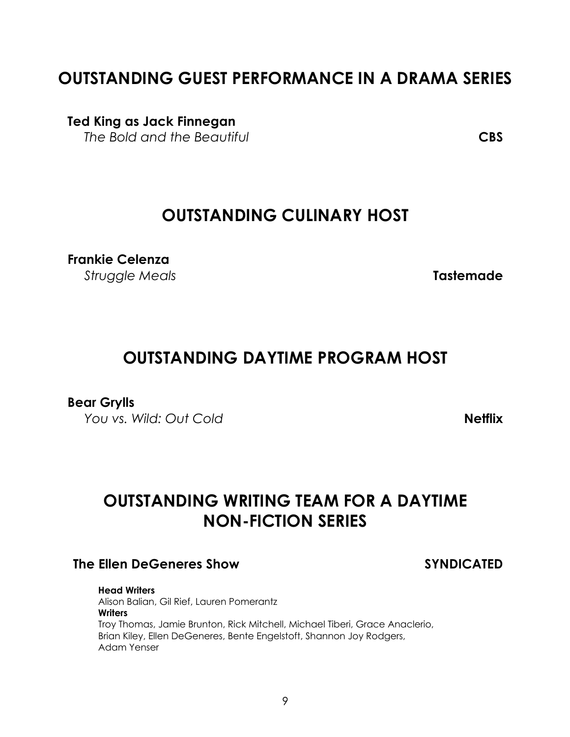## OUTSTANDING GUEST PERFORMANCE IN A DRAMA SERIES

**Ted King as Jack Finnegan**
*The Bold and the Beautiful* **CBS**

## OUTSTANDING CULINARY HOST

**Frankie Celenza**
*Struggle Meals* **Tastemade**

## OUTSTANDING DAYTIME PROGRAM HOST

**Bear Grylls**
*You vs. Wild: Out Cold* **Netflix**

## OUTSTANDING WRITING TEAM FOR A DAYTIME NON-FICTION SERIES

**The Ellen DeGeneres Show** **SYNDICATED**

**Head Writers**
Alison Balian, Gil Rief, Lauren Pomerantz
**Writers**
Troy Thomas, Jamie Brunton, Rick Mitchell, Michael Tiberi, Grace Anaclerio, Brian Kiley, Ellen DeGeneres, Bente Engelstoft, Shannon Joy Rodgers, Adam Yenser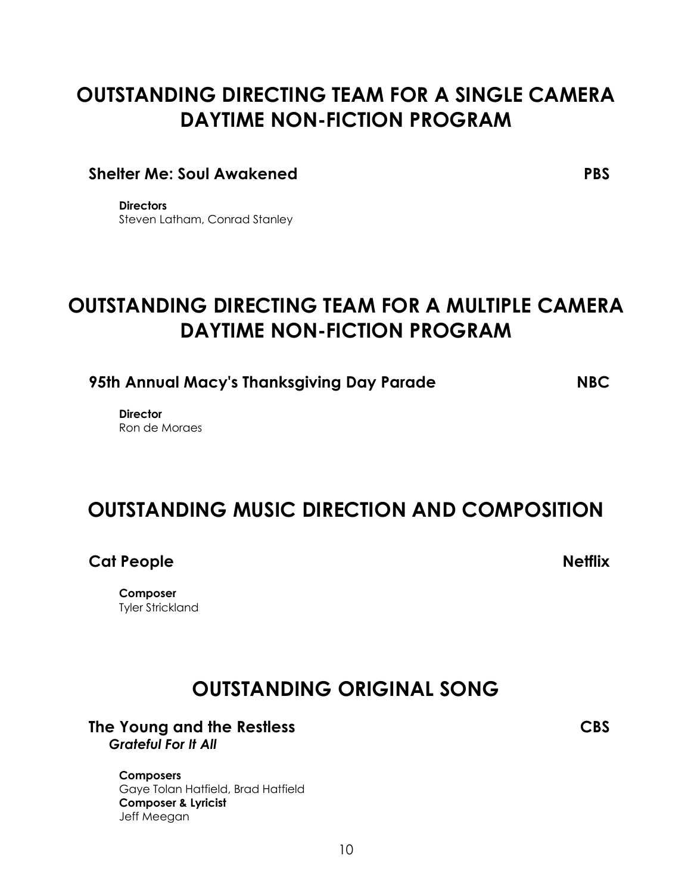# OUTSTANDING DIRECTING TEAM FOR A SINGLE CAMERA DAYTIME NON-FICTION PROGRAM

**Shelter Me: Soul Awakened** **PBS**

**Directors**
Steven Latham, Conrad Stanley

# OUTSTANDING DIRECTING TEAM FOR A MULTIPLE CAMERA DAYTIME NON-FICTION PROGRAM

**95th Annual Macy's Thanksgiving Day Parade** **NBC**

**Director**
Ron de Moraes

# OUTSTANDING MUSIC DIRECTION AND COMPOSITION

**Cat People** **Netflix**

**Composer**
Tyler Strickland

# OUTSTANDING ORIGINAL SONG

**The Young and the Restless** **CBS**
***Grateful For It All***

**Composers**
Gaye Tolan Hatfield, Brad Hatfield
**Composer & Lyricist**
Jeff Meegan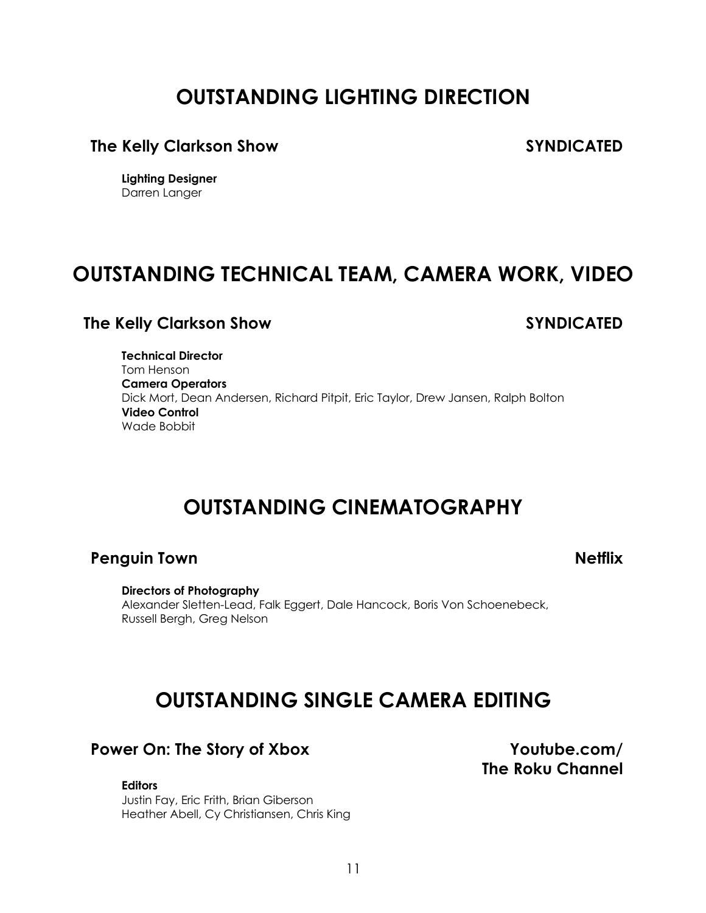# OUTSTANDING LIGHTING DIRECTION

**The Kelly Clarkson Show** **SYNDICATED**

**Lighting Designer**
Darren Langer

# OUTSTANDING TECHNICAL TEAM, CAMERA WORK, VIDEO

**The Kelly Clarkson Show** **SYNDICATED**

**Technical Director**
Tom Henson
**Camera Operators**
Dick Mort, Dean Andersen, Richard Pitpit, Eric Taylor, Drew Jansen, Ralph Bolton
**Video Control**
Wade Bobbit

# OUTSTANDING CINEMATOGRAPHY

**Penguin Town** **Netflix**

**Directors of Photography**
Alexander Sletten-Lead, Falk Eggert, Dale Hancock, Boris Von Schoenebeck, Russell Bergh, Greg Nelson

# OUTSTANDING SINGLE CAMERA EDITING

**Power On: The Story of Xbox** **Youtube.com/ The Roku Channel**

**Editors**
Justin Fay, Eric Frith, Brian Giberson
Heather Abell, Cy Christiansen, Chris King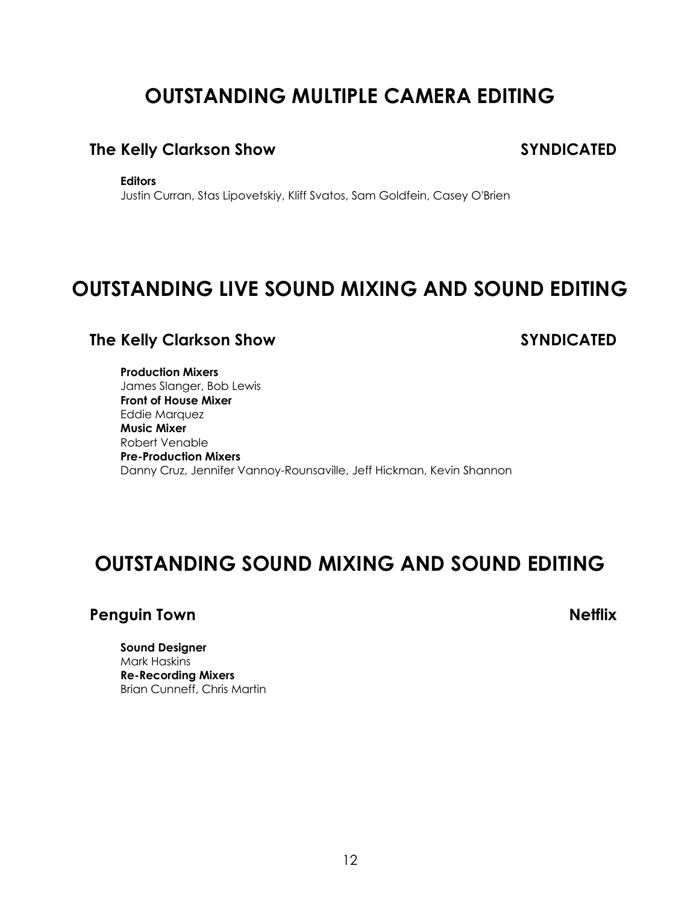# OUTSTANDING MULTIPLE CAMERA EDITING

### The Kelly Clarkson Show — SYNDICATED

**Editors**
Justin Curran, Stas Lipovetskiy, Kliff Svatos, Sam Goldfein, Casey O'Brien

# OUTSTANDING LIVE SOUND MIXING AND SOUND EDITING

### The Kelly Clarkson Show — SYNDICATED

**Production Mixers**
James Slanger, Bob Lewis
**Front of House Mixer**
Eddie Marquez
**Music Mixer**
Robert Venable
**Pre-Production Mixers**
Danny Cruz, Jennifer Vannoy-Rounsaville, Jeff Hickman, Kevin Shannon

# OUTSTANDING SOUND MIXING AND SOUND EDITING

### Penguin Town — Netflix

**Sound Designer**
Mark Haskins
**Re-Recording Mixers**
Brian Cunneff, Chris Martin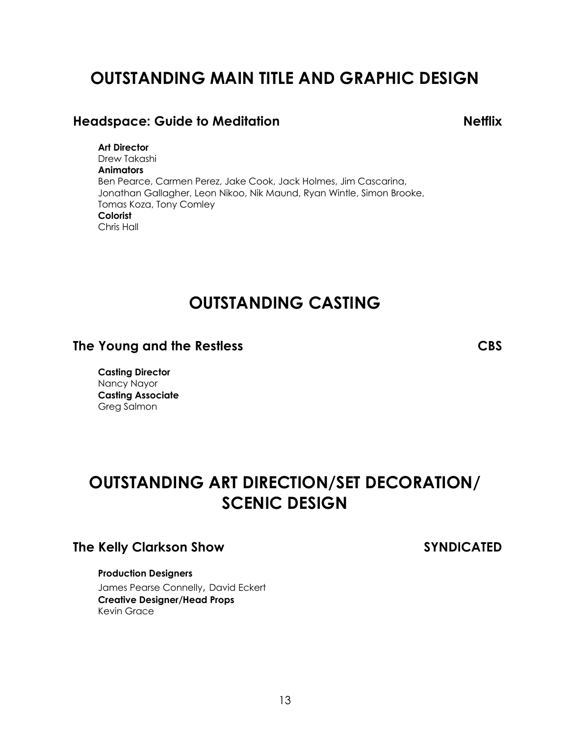# OUTSTANDING MAIN TITLE AND GRAPHIC DESIGN

## Headspace: Guide to Meditation — Netflix

**Art Director**
Drew Takashi
**Animators**
Ben Pearce, Carmen Perez, Jake Cook, Jack Holmes, Jim Cascarina, Jonathan Gallagher, Leon Nikoo, Nik Maund, Ryan Wintle, Simon Brooke, Tomas Koza, Tony Comley
**Colorist**
Chris Hall

# OUTSTANDING CASTING

## The Young and the Restless — CBS

**Casting Director**
Nancy Nayor
**Casting Associate**
Greg Salmon

# OUTSTANDING ART DIRECTION/SET DECORATION/ SCENIC DESIGN

## The Kelly Clarkson Show — SYNDICATED

**Production Designers**
James Pearse Connelly, David Eckert
**Creative Designer/Head Props**
Kevin Grace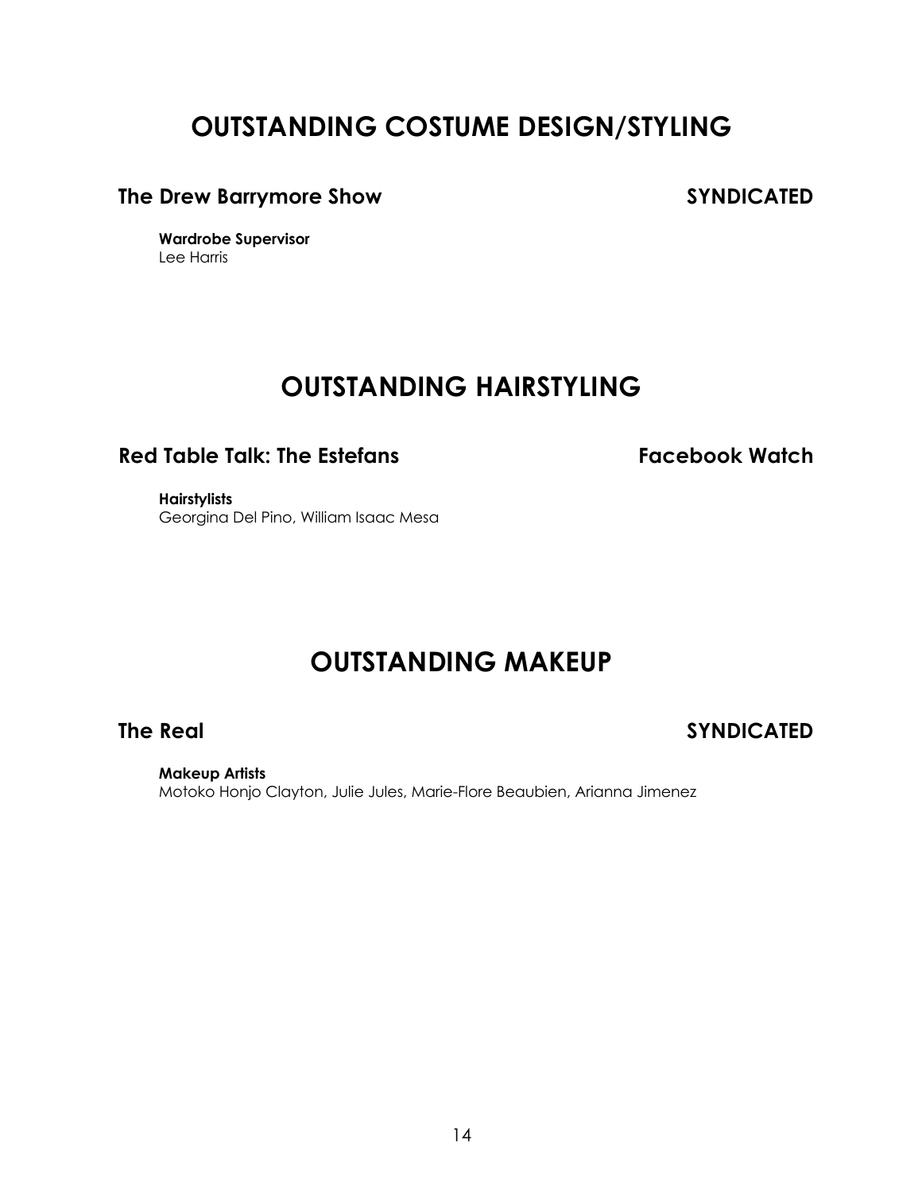# OUTSTANDING COSTUME DESIGN/STYLING

**The Drew Barrymore Show** **SYNDICATED**

**Wardrobe Supervisor**
Lee Harris

# OUTSTANDING HAIRSTYLING

**Red Table Talk: The Estefans** **Facebook Watch**

**Hairstylists**
Georgina Del Pino, William Isaac Mesa

# OUTSTANDING MAKEUP

**The Real** **SYNDICATED**

**Makeup Artists**
Motoko Honjo Clayton, Julie Jules, Marie-Flore Beaubien, Arianna Jimenez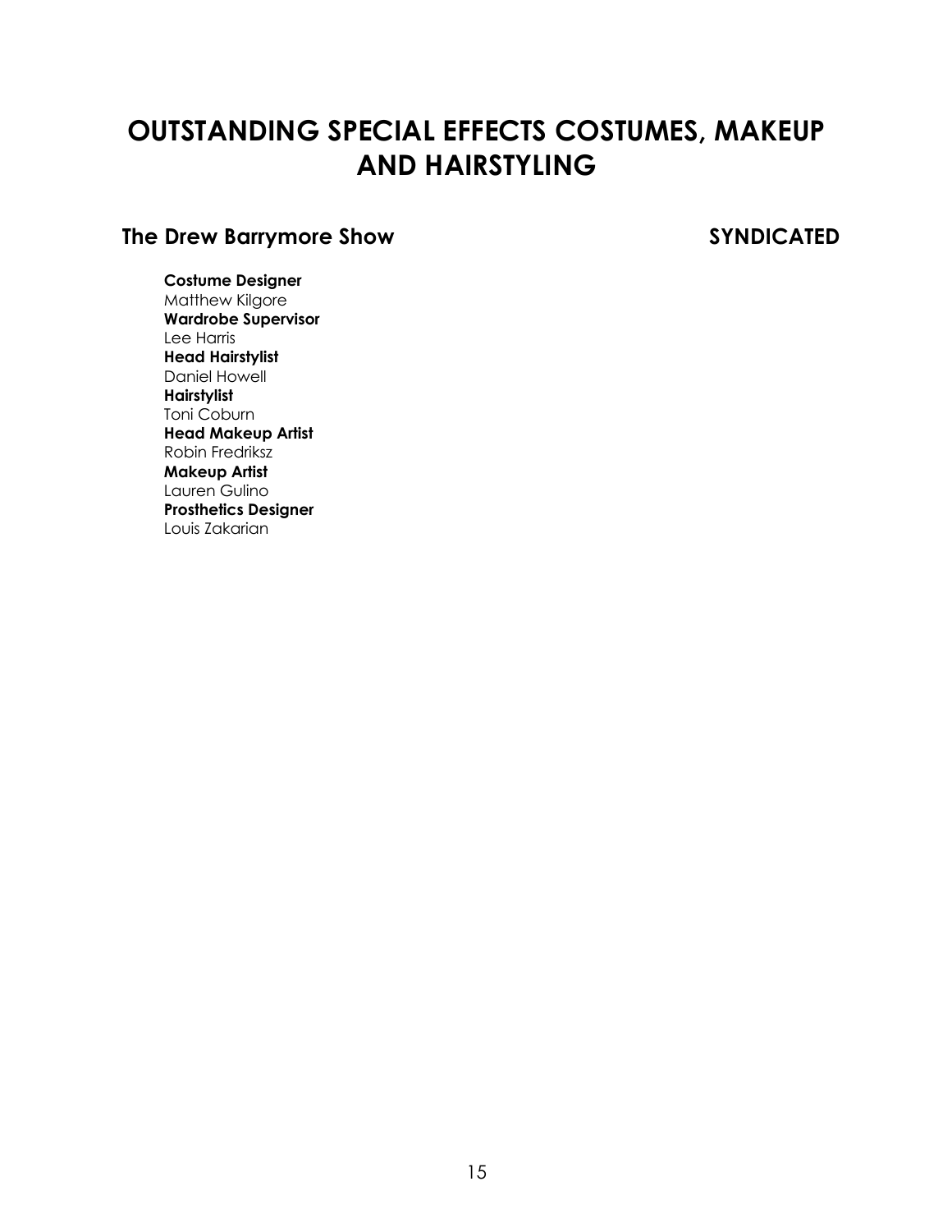# OUTSTANDING SPECIAL EFFECTS COSTUMES, MAKEUP AND HAIRSTYLING

## The Drew Barrymore Show SYNDICATED

**Costume Designer**
Matthew Kilgore
**Wardrobe Supervisor**
Lee Harris
**Head Hairstylist**
Daniel Howell
**Hairstylist**
Toni Coburn
**Head Makeup Artist**
Robin Fredriksz
**Makeup Artist**
Lauren Gulino
**Prosthetics Designer**
Louis Zakarian